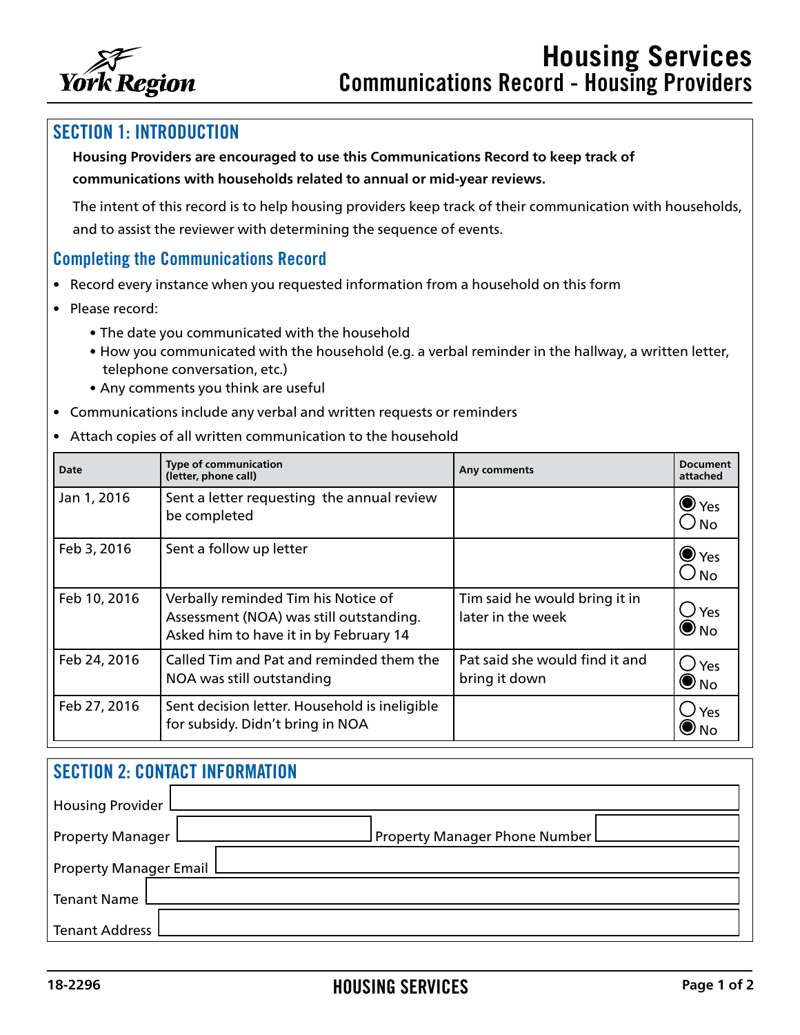# Housing Services
## Communications Record - Housing Providers

## SECTION 1: INTRODUCTION

**Housing Providers are encouraged to use this Communications Record to keep track of communications with households related to annual or mid-year reviews.**

The intent of this record is to help housing providers keep track of their communication with households, and to assist the reviewer with determining the sequence of events.

### Completing the Communications Record

- Record every instance when you requested information from a household on this form
- Please record:
  - The date you communicated with the household
  - How you communicated with the household (e.g. a verbal reminder in the hallway, a written letter, telephone conversation, etc.)
  - Any comments you think are useful
- Communications include any verbal and written requests or reminders
- Attach copies of all written communication to the household

| Date | Type of communication (letter, phone call) | Any comments | Document attached |
|---|---|---|---|
| Jan 1, 2016 | Sent a letter requesting the annual review be completed | | ● Yes ○ No |
| Feb 3, 2016 | Sent a follow up letter | | ● Yes ○ No |
| Feb 10, 2016 | Verbally reminded Tim his Notice of Assessment (NOA) was still outstanding. Asked him to have it in by February 14 | Tim said he would bring it in later in the week | ○ Yes ● No |
| Feb 24, 2016 | Called Tim and Pat and reminded them the NOA was still outstanding | Pat said she would find it and bring it down | ○ Yes ● No |
| Feb 27, 2016 | Sent decision letter. Household is ineligible for subsidy. Didn't bring in NOA | | ○ Yes ● No |

## SECTION 2: CONTACT INFORMATION

Housing Provider ____________________

Property Manager ____________________ Property Manager Phone Number ____________________

Property Manager Email ____________________

Tenant Name ____________________

Tenant Address ____________________

18-2296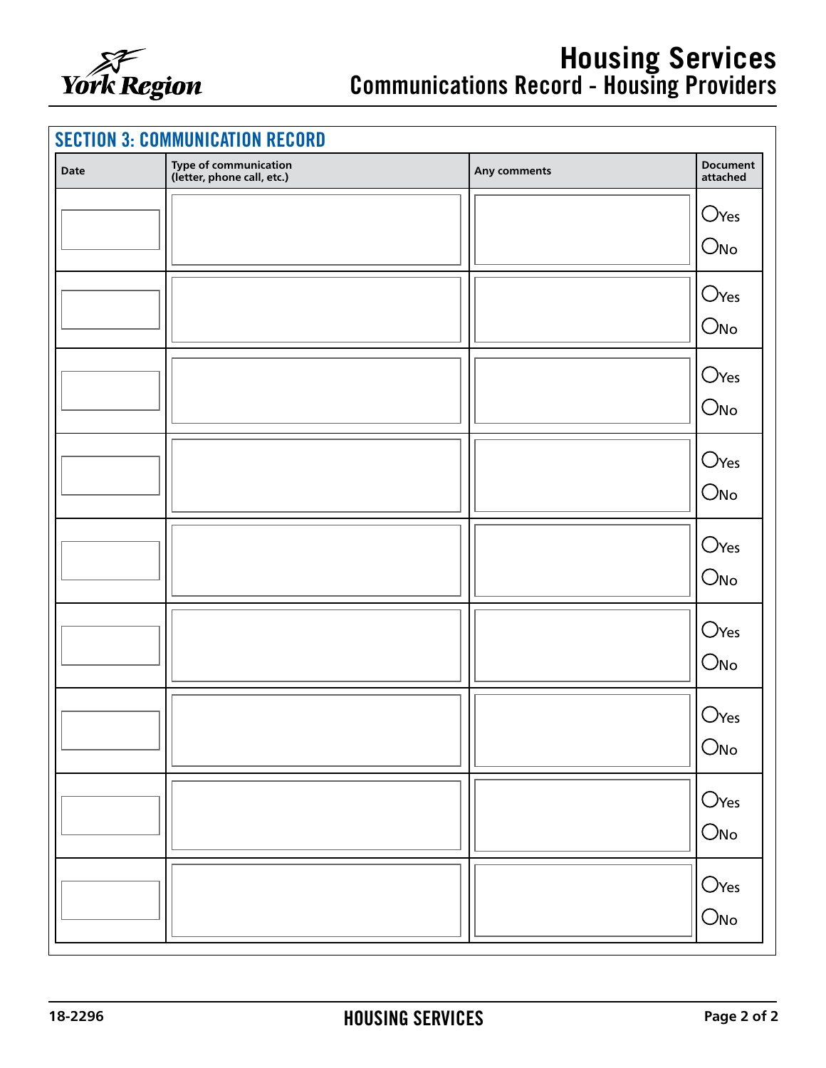## SECTION 3: COMMUNICATION RECORD

| Date | Type of communication (letter, phone call, etc.) | Any comments | Document attached |
|---|---|---|---|
| | | | ○ Yes ○ No |
| | | | ○ Yes ○ No |
| | | | ○ Yes ○ No |
| | | | ○ Yes ○ No |
| | | | ○ Yes ○ No |
| | | | ○ Yes ○ No |
| | | | ○ Yes ○ No |
| | | | ○ Yes ○ No |
| | | | ○ Yes ○ No |

18-2296